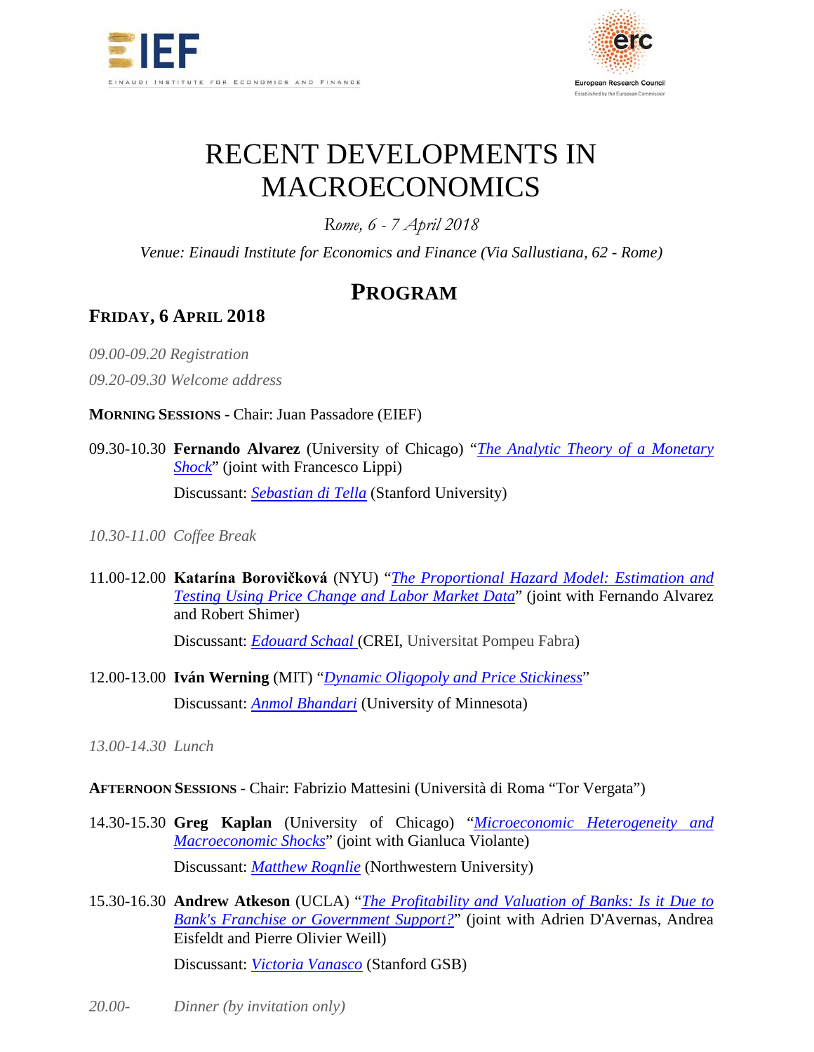EIEF — EINAUDI INSTITUTE FOR ECONOMICS AND FINANCE

erc — European Research Council — Established by the European Commission

# RECENT DEVELOPMENTS IN MACROECONOMICS

*Rome, 6 - 7 April 2018*

*Venue: Einaudi Institute for Economics and Finance (Via Sallustiana, 62 - Rome)*

## PROGRAM

### FRIDAY, 6 APRIL 2018

*09.00-09.20 Registration*

*09.20-09.30 Welcome address*

**MORNING SESSIONS** - Chair: Juan Passadore (EIEF)

09.30-10.30 **Fernando Alvarez** (University of Chicago) "*The Analytic Theory of a Monetary Shock*" (joint with Francesco Lippi)

Discussant: *Sebastian di Tella* (Stanford University)

*10.30-11.00 Coffee Break*

11.00-12.00 **Katarína Borovičková** (NYU) "*The Proportional Hazard Model: Estimation and Testing Using Price Change and Labor Market Data*" (joint with Fernando Alvarez and Robert Shimer)

Discussant: *Edouard Schaal* (CREI, Universitat Pompeu Fabra)

12.00-13.00 **Iván Werning** (MIT) "*Dynamic Oligopoly and Price Stickiness*"

Discussant: *Anmol Bhandari* (University of Minnesota)

*13.00-14.30 Lunch*

**AFTERNOON SESSIONS** - Chair: Fabrizio Mattesini (Università di Roma "Tor Vergata")

14.30-15.30 **Greg Kaplan** (University of Chicago) "*Microeconomic Heterogeneity and Macroeconomic Shocks*" (joint with Gianluca Violante)

Discussant: *Matthew Rognlie* (Northwestern University)

15.30-16.30 **Andrew Atkeson** (UCLA) "*The Profitability and Valuation of Banks: Is it Due to Bank's Franchise or Government Support?*" (joint with Adrien D'Avernas, Andrea Eisfeldt and Pierre Olivier Weill)

Discussant: *Victoria Vanasco* (Stanford GSB)

*20.00- Dinner (by invitation only)*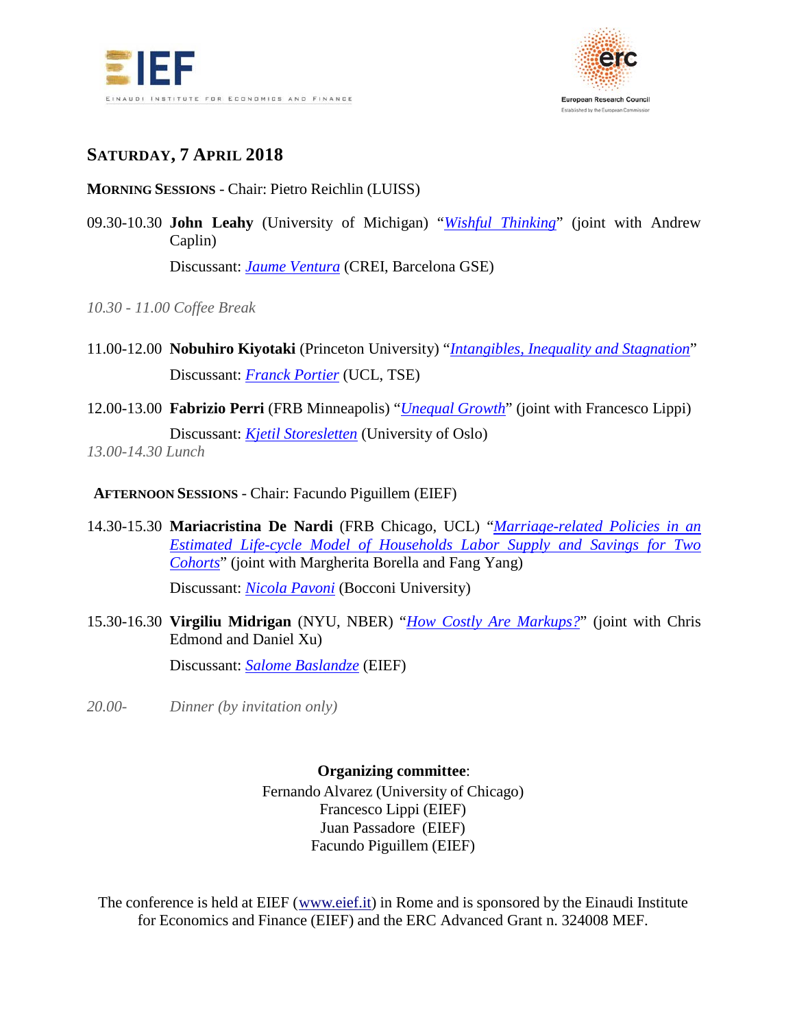## SATURDAY, 7 APRIL 2018

**MORNING SESSIONS** - Chair: Pietro Reichlin (LUISS)

09.30-10.30 **John Leahy** (University of Michigan) "*Wishful Thinking*" (joint with Andrew Caplin)

Discussant: *Jaume Ventura* (CREI, Barcelona GSE)

*10.30 - 11.00 Coffee Break*

11.00-12.00 **Nobuhiro Kiyotaki** (Princeton University) "*Intangibles, Inequality and Stagnation*"

Discussant: *Franck Portier* (UCL, TSE)

12.00-13.00 **Fabrizio Perri** (FRB Minneapolis) "*Unequal Growth*" (joint with Francesco Lippi)

Discussant: *Kjetil Storesletten* (University of Oslo)

*13.00-14.30 Lunch*

**AFTERNOON SESSIONS** - Chair: Facundo Piguillem (EIEF)

14.30-15.30 **Mariacristina De Nardi** (FRB Chicago, UCL) "*Marriage-related Policies in an Estimated Life-cycle Model of Households Labor Supply and Savings for Two Cohorts*" (joint with Margherita Borella and Fang Yang)

Discussant: *Nicola Pavoni* (Bocconi University)

15.30-16.30 **Virgiliu Midrigan** (NYU, NBER) "*How Costly Are Markups?*" (joint with Chris Edmond and Daniel Xu)

Discussant: *Salome Baslandze* (EIEF)

*20.00- Dinner (by invitation only)*

**Organizing committee**:

Fernando Alvarez (University of Chicago)
Francesco Lippi (EIEF)
Juan Passadore (EIEF)
Facundo Piguillem (EIEF)

The conference is held at EIEF (www.eief.it) in Rome and is sponsored by the Einaudi Institute for Economics and Finance (EIEF) and the ERC Advanced Grant n. 324008 MEF.